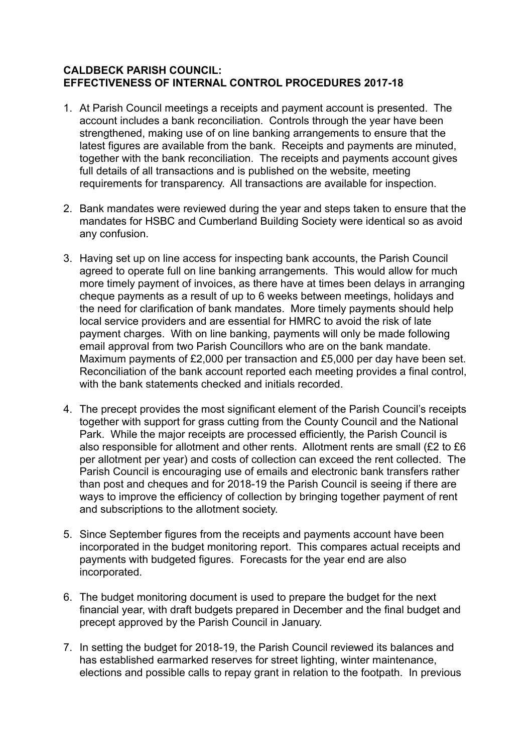**CALDBECK PARISH COUNCIL:**
**EFFECTIVENESS OF INTERNAL CONTROL PROCEDURES 2017-18**

1. At Parish Council meetings a receipts and payment account is presented. The account includes a bank reconciliation. Controls through the year have been strengthened, making use of on line banking arrangements to ensure that the latest figures are available from the bank. Receipts and payments are minuted, together with the bank reconciliation. The receipts and payments account gives full details of all transactions and is published on the website, meeting requirements for transparency. All transactions are available for inspection.

2. Bank mandates were reviewed during the year and steps taken to ensure that the mandates for HSBC and Cumberland Building Society were identical so as avoid any confusion.

3. Having set up on line access for inspecting bank accounts, the Parish Council agreed to operate full on line banking arrangements. This would allow for much more timely payment of invoices, as there have at times been delays in arranging cheque payments as a result of up to 6 weeks between meetings, holidays and the need for clarification of bank mandates. More timely payments should help local service providers and are essential for HMRC to avoid the risk of late payment charges. With on line banking, payments will only be made following email approval from two Parish Councillors who are on the bank mandate. Maximum payments of £2,000 per transaction and £5,000 per day have been set. Reconciliation of the bank account reported each meeting provides a final control, with the bank statements checked and initials recorded.

4. The precept provides the most significant element of the Parish Council's receipts together with support for grass cutting from the County Council and the National Park. While the major receipts are processed efficiently, the Parish Council is also responsible for allotment and other rents. Allotment rents are small (£2 to £6 per allotment per year) and costs of collection can exceed the rent collected. The Parish Council is encouraging use of emails and electronic bank transfers rather than post and cheques and for 2018-19 the Parish Council is seeing if there are ways to improve the efficiency of collection by bringing together payment of rent and subscriptions to the allotment society.

5. Since September figures from the receipts and payments account have been incorporated in the budget monitoring report. This compares actual receipts and payments with budgeted figures. Forecasts for the year end are also incorporated.

6. The budget monitoring document is used to prepare the budget for the next financial year, with draft budgets prepared in December and the final budget and precept approved by the Parish Council in January.

7. In setting the budget for 2018-19, the Parish Council reviewed its balances and has established earmarked reserves for street lighting, winter maintenance, elections and possible calls to repay grant in relation to the footpath. In previous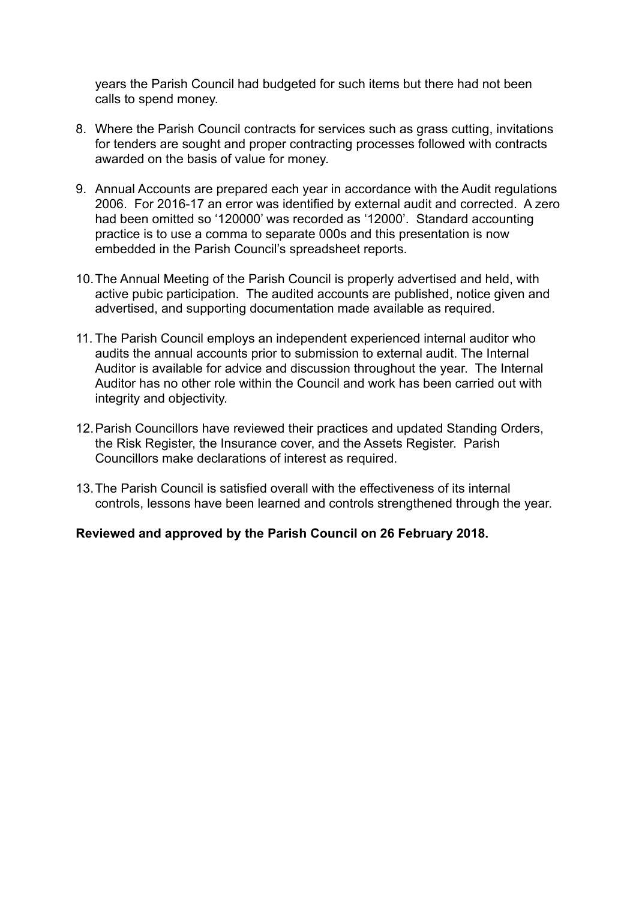years the Parish Council had budgeted for such items but there had not been calls to spend money.

8. Where the Parish Council contracts for services such as grass cutting, invitations for tenders are sought and proper contracting processes followed with contracts awarded on the basis of value for money.

9. Annual Accounts are prepared each year in accordance with the Audit regulations 2006. For 2016-17 an error was identified by external audit and corrected. A zero had been omitted so '120000' was recorded as '12000'. Standard accounting practice is to use a comma to separate 000s and this presentation is now embedded in the Parish Council's spreadsheet reports.

10. The Annual Meeting of the Parish Council is properly advertised and held, with active pubic participation. The audited accounts are published, notice given and advertised, and supporting documentation made available as required.

11. The Parish Council employs an independent experienced internal auditor who audits the annual accounts prior to submission to external audit. The Internal Auditor is available for advice and discussion throughout the year. The Internal Auditor has no other role within the Council and work has been carried out with integrity and objectivity.

12. Parish Councillors have reviewed their practices and updated Standing Orders, the Risk Register, the Insurance cover, and the Assets Register. Parish Councillors make declarations of interest as required.

13. The Parish Council is satisfied overall with the effectiveness of its internal controls, lessons have been learned and controls strengthened through the year.

**Reviewed and approved by the Parish Council on 26 February 2018.**